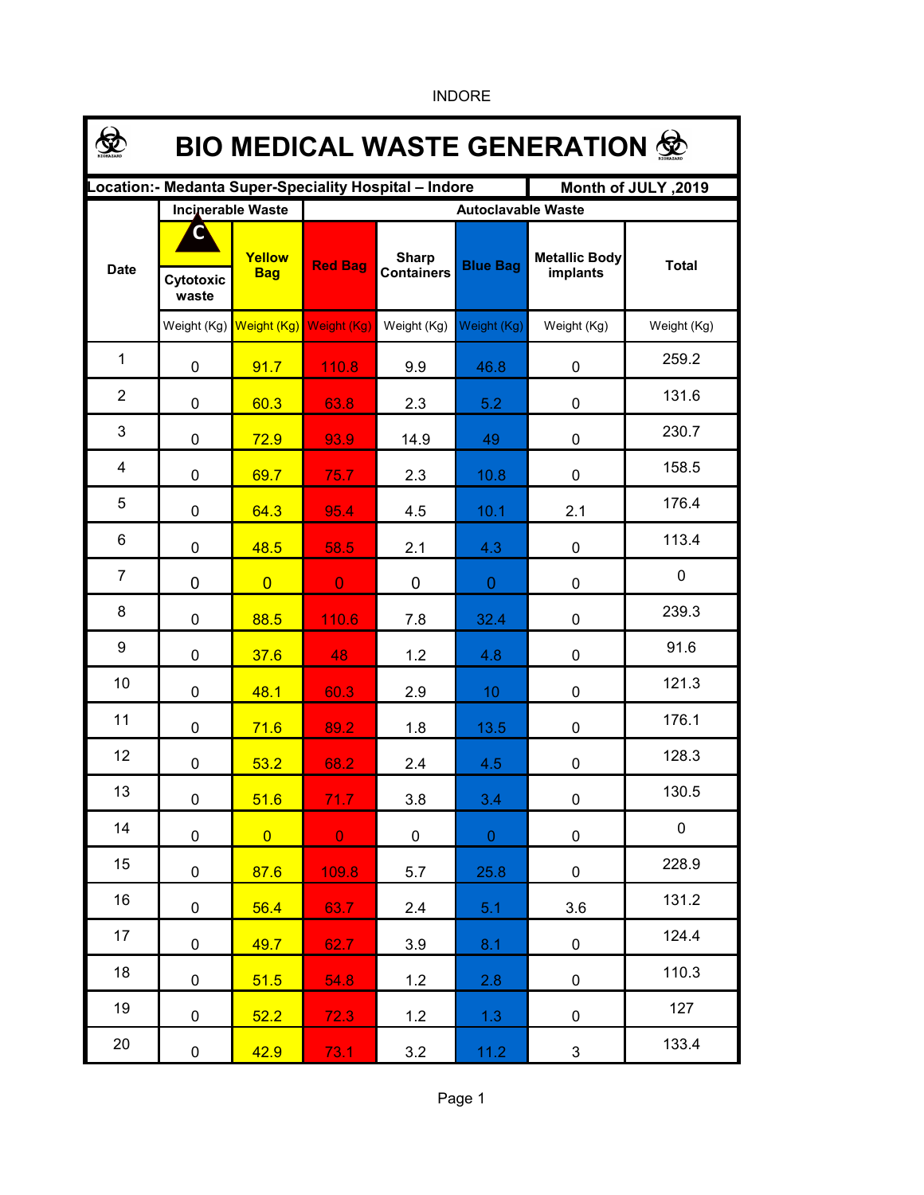INDORE

# BIO MEDICAL WASTE GENERATION

| Location:- Medanta Super-Speciality Hospital – Indore | | | | | | | Month of JULY ,2019 |
|---|---|---|---|---|---|---|---|
| Date | Incinerable Waste | | Autoclavable Waste | | | | Total |
| | Cytotoxic waste | Yellow Bag | Red Bag | Sharp Containers | Blue Bag | Metallic Body implants | Total |
| | Weight (Kg) | Weight (Kg) | Weight (Kg) | Weight (Kg) | Weight (Kg) | Weight (Kg) | Weight (Kg) |
| 1 | 0 | 91.7 | 110.8 | 9.9 | 46.8 | 0 | 259.2 |
| 2 | 0 | 60.3 | 63.8 | 2.3 | 5.2 | 0 | 131.6 |
| 3 | 0 | 72.9 | 93.9 | 14.9 | 49 | 0 | 230.7 |
| 4 | 0 | 69.7 | 75.7 | 2.3 | 10.8 | 0 | 158.5 |
| 5 | 0 | 64.3 | 95.4 | 4.5 | 10.1 | 2.1 | 176.4 |
| 6 | 0 | 48.5 | 58.5 | 2.1 | 4.3 | 0 | 113.4 |
| 7 | 0 | 0 | 0 | 0 | 0 | 0 | 0 |
| 8 | 0 | 88.5 | 110.6 | 7.8 | 32.4 | 0 | 239.3 |
| 9 | 0 | 37.6 | 48 | 1.2 | 4.8 | 0 | 91.6 |
| 10 | 0 | 48.1 | 60.3 | 2.9 | 10 | 0 | 121.3 |
| 11 | 0 | 71.6 | 89.2 | 1.8 | 13.5 | 0 | 176.1 |
| 12 | 0 | 53.2 | 68.2 | 2.4 | 4.5 | 0 | 128.3 |
| 13 | 0 | 51.6 | 71.7 | 3.8 | 3.4 | 0 | 130.5 |
| 14 | 0 | 0 | 0 | 0 | 0 | 0 | 0 |
| 15 | 0 | 87.6 | 109.8 | 5.7 | 25.8 | 0 | 228.9 |
| 16 | 0 | 56.4 | 63.7 | 2.4 | 5.1 | 3.6 | 131.2 |
| 17 | 0 | 49.7 | 62.7 | 3.9 | 8.1 | 0 | 124.4 |
| 18 | 0 | 51.5 | 54.8 | 1.2 | 2.8 | 0 | 110.3 |
| 19 | 0 | 52.2 | 72.3 | 1.2 | 1.3 | 0 | 127 |
| 20 | 0 | 42.9 | 73.1 | 3.2 | 11.2 | 3 | 133.4 |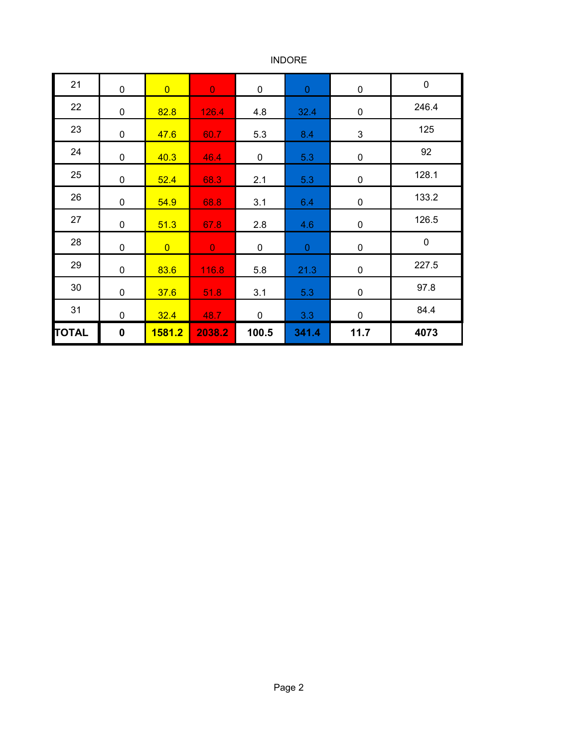INDORE

| | | | | | | | |
|---|---|---|---|---|---|---|---|
| 21 | 0 | 0 | 0 | 0 | 0 | 0 | 0 |
| 22 | 0 | 82.8 | 126.4 | 4.8 | 32.4 | 0 | 246.4 |
| 23 | 0 | 47.6 | 60.7 | 5.3 | 8.4 | 3 | 125 |
| 24 | 0 | 40.3 | 46.4 | 0 | 5.3 | 0 | 92 |
| 25 | 0 | 52.4 | 68.3 | 2.1 | 5.3 | 0 | 128.1 |
| 26 | 0 | 54.9 | 68.8 | 3.1 | 6.4 | 0 | 133.2 |
| 27 | 0 | 51.3 | 67.8 | 2.8 | 4.6 | 0 | 126.5 |
| 28 | 0 | 0 | 0 | 0 | 0 | 0 | 0 |
| 29 | 0 | 83.6 | 116.8 | 5.8 | 21.3 | 0 | 227.5 |
| 30 | 0 | 37.6 | 51.8 | 3.1 | 5.3 | 0 | 97.8 |
| 31 | 0 | 32.4 | 48.7 | 0 | 3.3 | 0 | 84.4 |
| **TOTAL** | **0** | **1581.2** | **2038.2** | **100.5** | **341.4** | **11.7** | **4073** |